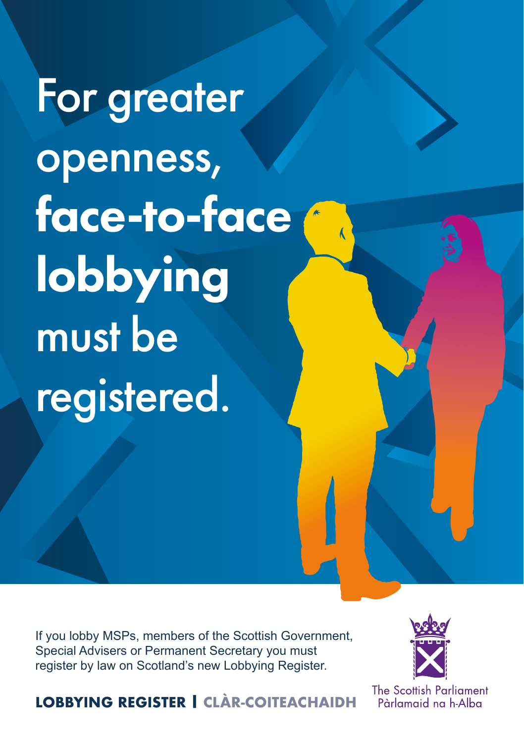# For greater openness, face-to-face lobbying must be registered.

If you lobby MSPs, members of the Scottish Government, Special Advisers or Permanent Secretary you must register by law on Scotland's new Lobbying Register.

**LOBBYING REGISTER | CLÀR-COITEACHAIDH**

The Scottish Parliament
Pàrlamaid na h-Alba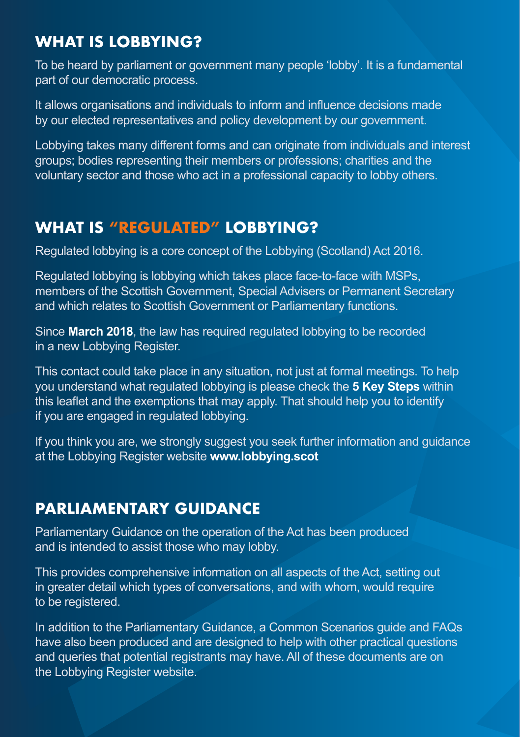## WHAT IS LOBBYING?

To be heard by parliament or government many people 'lobby'. It is a fundamental part of our democratic process.

It allows organisations and individuals to inform and influence decisions made by our elected representatives and policy development by our government.

Lobbying takes many different forms and can originate from individuals and interest groups; bodies representing their members or professions; charities and the voluntary sector and those who act in a professional capacity to lobby others.

## WHAT IS "REGULATED" LOBBYING?

Regulated lobbying is a core concept of the Lobbying (Scotland) Act 2016.

Regulated lobbying is lobbying which takes place face-to-face with MSPs, members of the Scottish Government, Special Advisers or Permanent Secretary and which relates to Scottish Government or Parliamentary functions.

Since **March 2018**, the law has required regulated lobbying to be recorded in a new Lobbying Register.

This contact could take place in any situation, not just at formal meetings. To help you understand what regulated lobbying is please check the **5 Key Steps** within this leaflet and the exemptions that may apply. That should help you to identify if you are engaged in regulated lobbying.

If you think you are, we strongly suggest you seek further information and guidance at the Lobbying Register website **www.lobbying.scot**

## PARLIAMENTARY GUIDANCE

Parliamentary Guidance on the operation of the Act has been produced and is intended to assist those who may lobby.

This provides comprehensive information on all aspects of the Act, setting out in greater detail which types of conversations, and with whom, would require to be registered.

In addition to the Parliamentary Guidance, a Common Scenarios guide and FAQs have also been produced and are designed to help with other practical questions and queries that potential registrants may have. All of these documents are on the Lobbying Register website.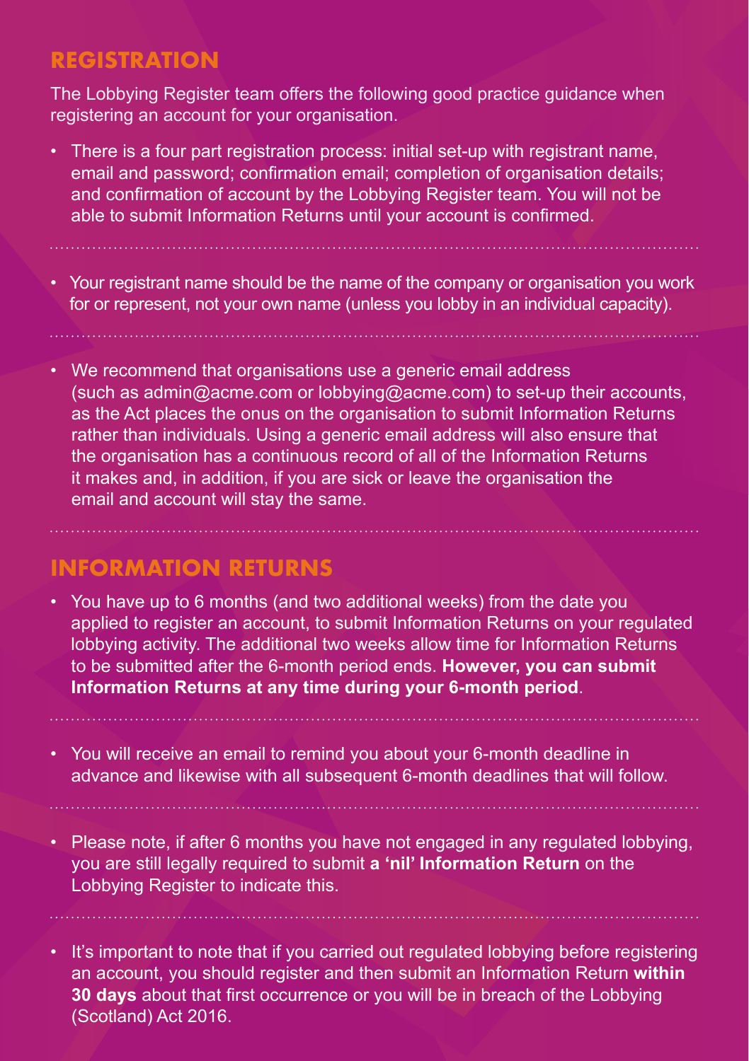## REGISTRATION

The Lobbying Register team offers the following good practice guidance when registering an account for your organisation.

- There is a four part registration process: initial set-up with registrant name, email and password; confirmation email; completion of organisation details; and confirmation of account by the Lobbying Register team. You will not be able to submit Information Returns until your account is confirmed.

- Your registrant name should be the name of the company or organisation you work for or represent, not your own name (unless you lobby in an individual capacity).

- We recommend that organisations use a generic email address (such as admin@acme.com or lobbying@acme.com) to set-up their accounts, as the Act places the onus on the organisation to submit Information Returns rather than individuals. Using a generic email address will also ensure that the organisation has a continuous record of all of the Information Returns it makes and, in addition, if you are sick or leave the organisation the email and account will stay the same.

## INFORMATION RETURNS

- You have up to 6 months (and two additional weeks) from the date you applied to register an account, to submit Information Returns on your regulated lobbying activity. The additional two weeks allow time for Information Returns to be submitted after the 6-month period ends. **However, you can submit Information Returns at any time during your 6-month period**.

- You will receive an email to remind you about your 6-month deadline in advance and likewise with all subsequent 6-month deadlines that will follow.

- Please note, if after 6 months you have not engaged in any regulated lobbying, you are still legally required to submit **a 'nil' Information Return** on the Lobbying Register to indicate this.

- It's important to note that if you carried out regulated lobbying before registering an account, you should register and then submit an Information Return **within 30 days** about that first occurrence or you will be in breach of the Lobbying (Scotland) Act 2016.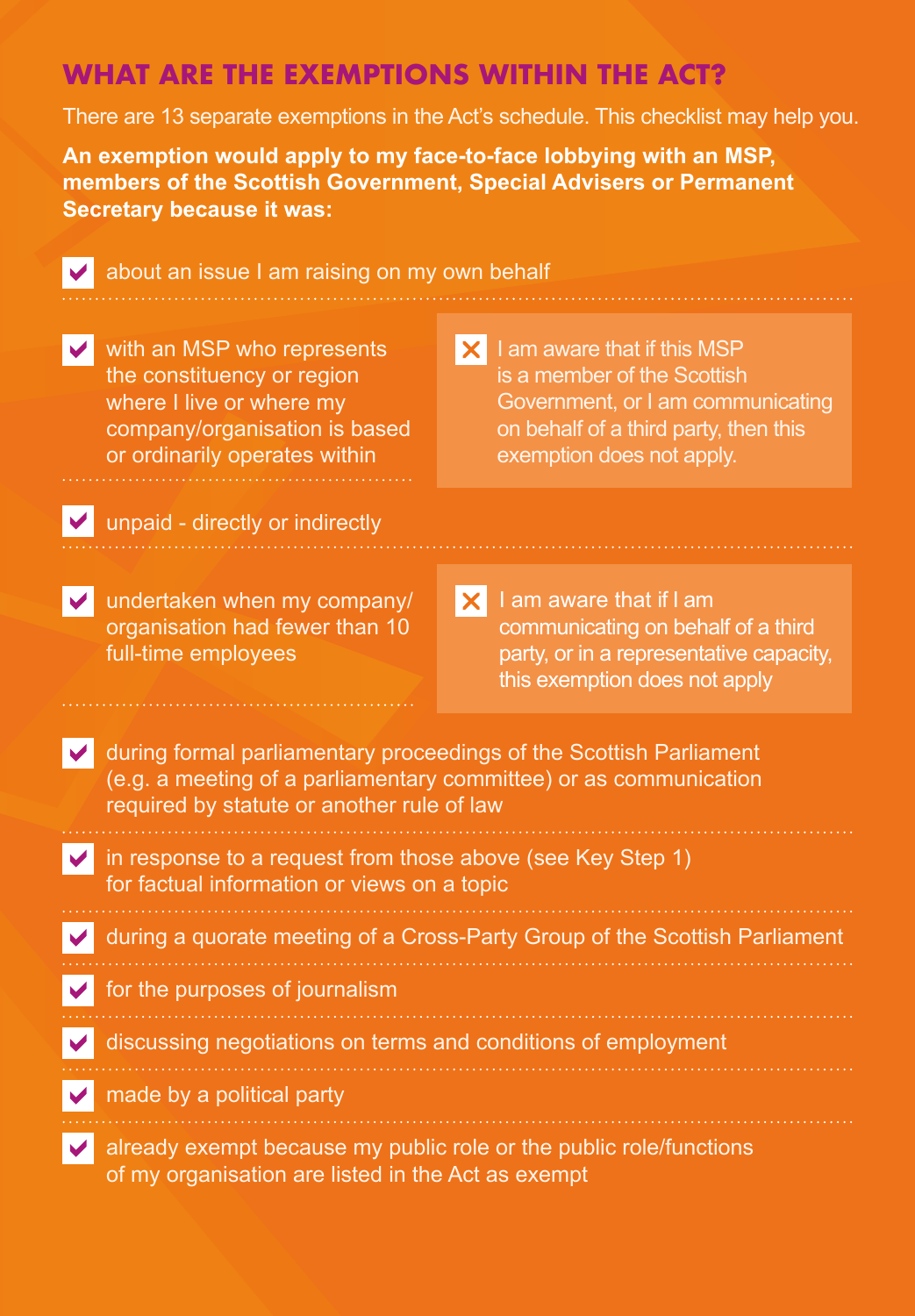## WHAT ARE THE EXEMPTIONS WITHIN THE ACT?

There are 13 separate exemptions in the Act's schedule. This checklist may help you.

**An exemption would apply to my face-to-face lobbying with an MSP, members of the Scottish Government, Special Advisers or Permanent Secretary because it was:**

- ✔ about an issue I am raising on my own behalf
- ✔ with an MSP who represents the constituency or region where I live or where my company/organisation is based or ordinarily operates within

  ✘ I am aware that if this MSP is a member of the Scottish Government, or I am communicating on behalf of a third party, then this exemption does not apply.

- ✔ unpaid - directly or indirectly
- ✔ undertaken when my company/organisation had fewer than 10 full-time employees

  ✘ I am aware that if I am communicating on behalf of a third party, or in a representative capacity, this exemption does not apply

- ✔ during formal parliamentary proceedings of the Scottish Parliament (e.g. a meeting of a parliamentary committee) or as communication required by statute or another rule of law
- ✔ in response to a request from those above (see Key Step 1) for factual information or views on a topic
- ✔ during a quorate meeting of a Cross-Party Group of the Scottish Parliament
- ✔ for the purposes of journalism
- ✔ discussing negotiations on terms and conditions of employment
- ✔ made by a political party
- ✔ already exempt because my public role or the public role/functions of my organisation are listed in the Act as exempt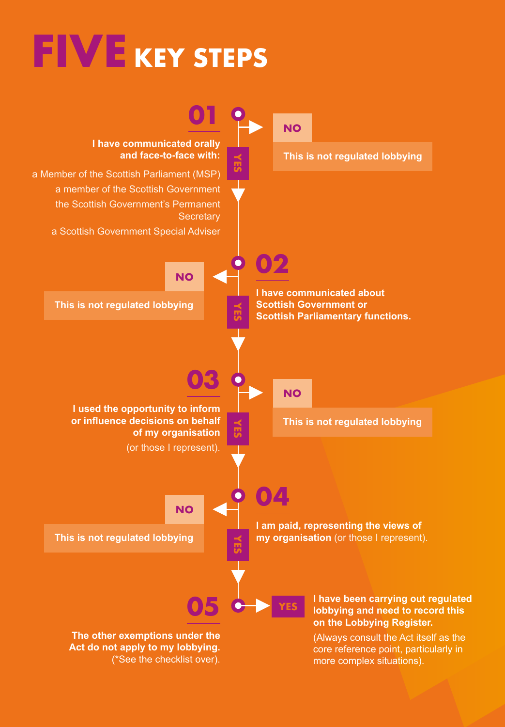# FIVE KEY STEPS

## 01

**I have communicated orally and face-to-face with:**

- a Member of the Scottish Parliament (MSP)
- a member of the Scottish Government
- the Scottish Government's Permanent Secretary
- a Scottish Government Special Adviser

**NO** — This is not regulated lobbying

**YES** ↓

## 02

**I have communicated about Scottish Government or Scottish Parliamentary functions.**

**NO** — This is not regulated lobbying

**YES** ↓

## 03

**I used the opportunity to inform or influence decisions on behalf of my organisation** (or those I represent).

**NO** — This is not regulated lobbying

**YES** ↓

## 04

**I am paid, representing the views of my organisation** (or those I represent).

**NO** — This is not regulated lobbying

**YES** ↓

## 05

**The other exemptions under the Act do not apply to my lobbying.** (*See the checklist over).

**YES** — **I have been carrying out regulated lobbying and need to record this on the Lobbying Register.**

(Always consult the Act itself as the core reference point, particularly in more complex situations).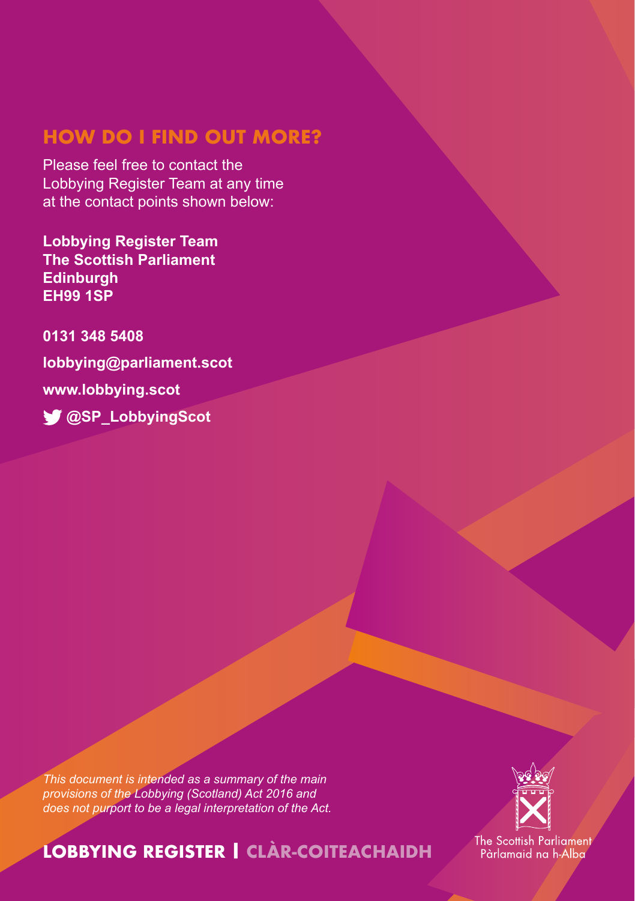## HOW DO I FIND OUT MORE?

Please feel free to contact the Lobbying Register Team at any time at the contact points shown below:

**Lobbying Register Team**
**The Scottish Parliament**
**Edinburgh**
**EH99 1SP**

**0131 348 5408**

**lobbying@parliament.scot**

**www.lobbying.scot**

**@SP_LobbyingScot**

*This document is intended as a summary of the main provisions of the Lobbying (Scotland) Act 2016 and does not purport to be a legal interpretation of the Act.*

**LOBBYING REGISTER | CLÀR-COITEACHAIDH**

The Scottish Parliament
Pàrlamaid na h-Alba